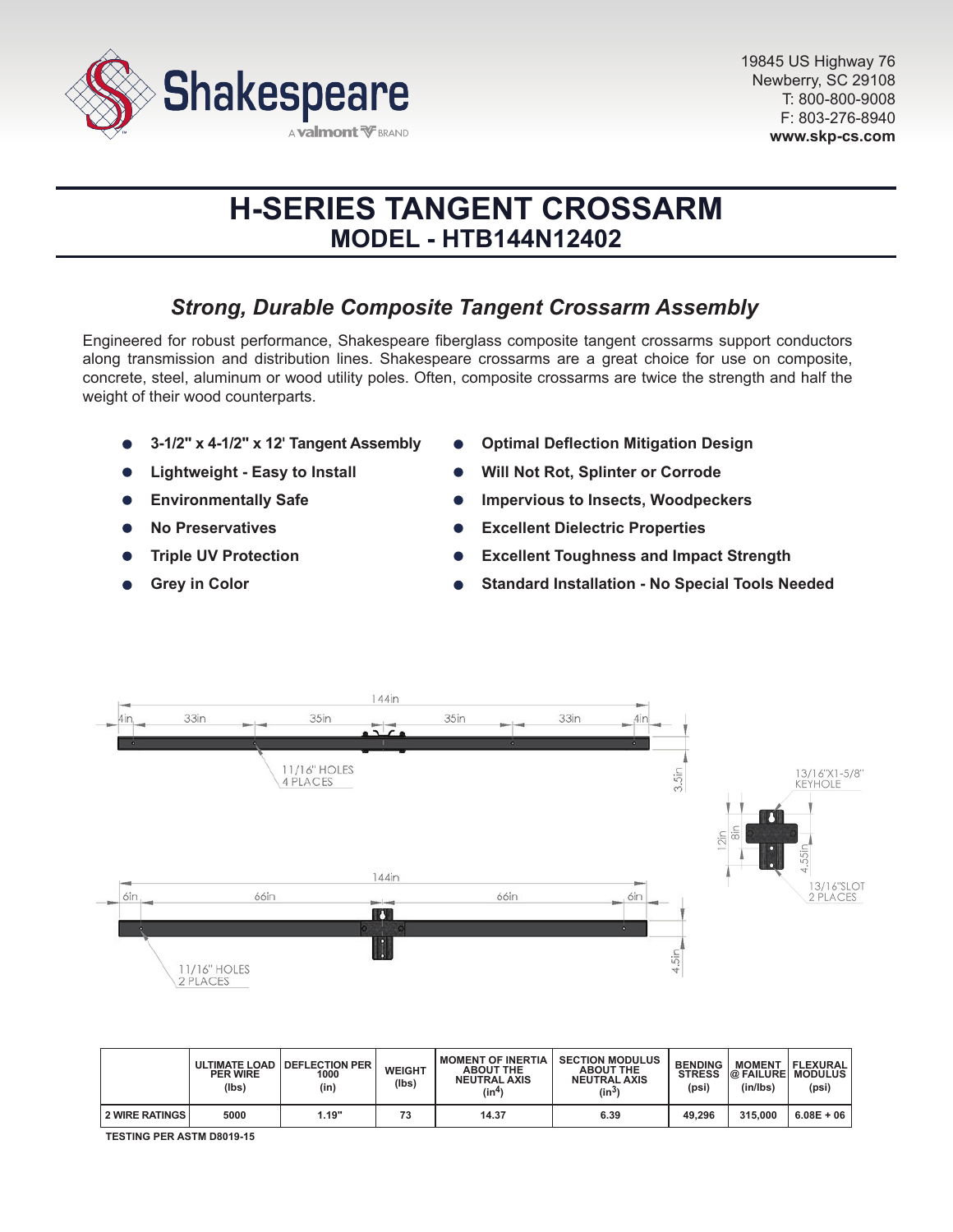19845 US Highway 76
Newberry, SC 29108
T: 800-800-9008
F: 803-276-8940
**www.skp-cs.com**

# H-SERIES TANGENT CROSSARM
## MODEL - HTB144N12402

### *Strong, Durable Composite Tangent Crossarm Assembly*

Engineered for robust performance, Shakespeare fiberglass composite tangent crossarms support conductors along transmission and distribution lines. Shakespeare crossarms are a great choice for use on composite, concrete, steel, aluminum or wood utility poles. Often, composite crossarms are twice the strength and half the weight of their wood counterparts.

- **3-1/2" x 4-1/2" x 12' Tangent Assembly**
- **Lightweight - Easy to Install**
- **Environmentally Safe**
- **No Preservatives**
- **Triple UV Protection**
- **Grey in Color**
- **Optimal Deflection Mitigation Design**
- **Will Not Rot, Splinter or Corrode**
- **Impervious to Insects, Woodpeckers**
- **Excellent Dielectric Properties**
- **Excellent Toughness and Impact Strength**
- **Standard Installation - No Special Tools Needed**

| | ULTIMATE LOAD PER WIRE (lbs) | DEFLECTION PER 1000 (in) | WEIGHT (lbs) | MOMENT OF INERTIA ABOUT THE NEUTRAL AXIS ($in^4$) | SECTION MODULUS ABOUT THE NEUTRAL AXIS ($in^3$) | BENDING STRESS (psi) | MOMENT @ FAILURE (in/lbs) | FLEXURAL MODULUS (psi) |
|---|---|---|---|---|---|---|---|---|
| 2 WIRE RATINGS | 5000 | 1.19" | 73 | 14.37 | 6.39 | 49,296 | 315,000 | 6.08E + 06 |

TESTING PER ASTM D8019-15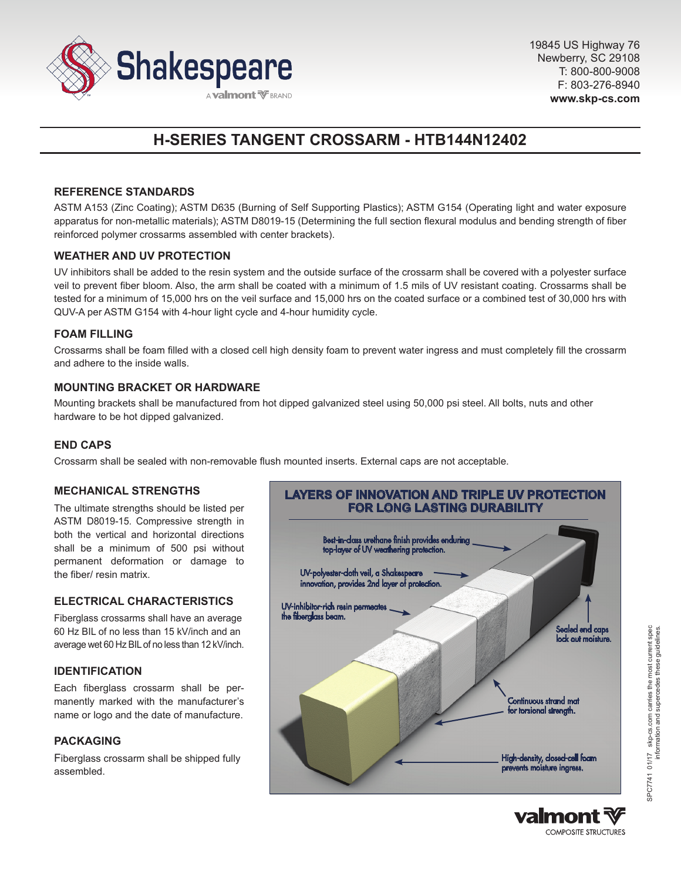# H-SERIES TANGENT CROSSARM - HTB144N12402

### REFERENCE STANDARDS

ASTM A153 (Zinc Coating); ASTM D635 (Burning of Self Supporting Plastics); ASTM G154 (Operating light and water exposure apparatus for non-metallic materials); ASTM D8019-15 (Determining the full section flexural modulus and bending strength of fiber reinforced polymer crossarms assembled with center brackets).

### WEATHER AND UV PROTECTION

UV inhibitors shall be added to the resin system and the outside surface of the crossarm shall be covered with a polyester surface veil to prevent fiber bloom. Also, the arm shall be coated with a minimum of 1.5 mils of UV resistant coating. Crossarms shall be tested for a minimum of 15,000 hrs on the veil surface and 15,000 hrs on the coated surface or a combined test of 30,000 hrs with QUV-A per ASTM G154 with 4-hour light cycle and 4-hour humidity cycle.

### FOAM FILLING

Crossarms shall be foam filled with a closed cell high density foam to prevent water ingress and must completely fill the crossarm and adhere to the inside walls.

### MOUNTING BRACKET OR HARDWARE

Mounting brackets shall be manufactured from hot dipped galvanized steel using 50,000 psi steel. All bolts, nuts and other hardware to be hot dipped galvanized.

### END CAPS

Crossarm shall be sealed with non-removable flush mounted inserts. External caps are not acceptable.

### MECHANICAL STRENGTHS

The ultimate strengths should be listed per ASTM D8019-15. Compressive strength in both the vertical and horizontal directions shall be a minimum of 500 psi without permanent deformation or damage to the fiber/ resin matrix.

### ELECTRICAL CHARACTERISTICS

Fiberglass crossarms shall have an average 60 Hz BIL of no less than 15 kV/inch and an average wet 60 Hz BIL of no less than 12 kV/inch.

### IDENTIFICATION

Each fiberglass crossarm shall be permanently marked with the manufacturer's name or logo and the date of manufacture.

### PACKAGING

Fiberglass crossarm shall be shipped fully assembled.

LAYERS OF INNOVATION AND TRIPLE UV PROTECTION FOR LONG LASTING DURABILITY

Best-in-class urethane finish provides enduring top-layer of UV weathering protection.

UV-polyester-cloth veil, a Shakespeare innovation, provides 2nd layer of protection.

UV-inhibitor-rich resin permeates the fiberglass beam.

Sealed end caps lock out moisture.

Continuous strand mat for torsional strength.

High-density, closed-cell foam prevents moisture ingress.

SPC7741 01/17 skp-cs.com carries the most current spec information and supercedes these guidelines.